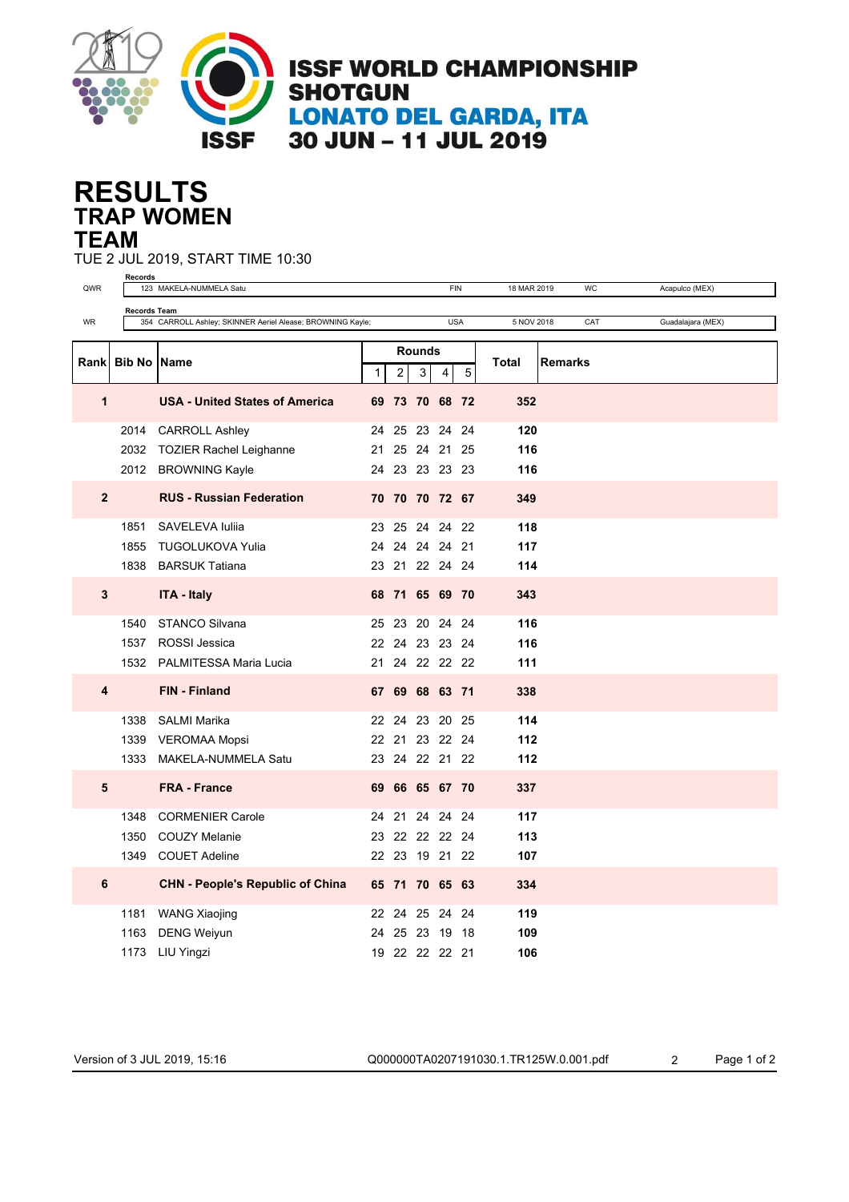# ISSF WORLD CHAMPIONSHIP SHOTGUN
## LONATO DEL GARDA, ITA
## 30 JUN – 11 JUL 2019

# RESULTS
## TRAP WOMEN
## TEAM

TUE 2 JUL 2019, START TIME 10:30

**Records**

| | | | | | |
|---|---|---|---|---|---|
| QWR | 123 MAKELA-NUMMELA Satu | FIN | 18 MAR 2019 | WC | Acapulco (MEX) |

**Records Team**

| | | | | | |
|---|---|---|---|---|---|
| WR | 354 CARROLL Ashley; SKINNER Aeriel Alease; BROWNING Kayle; | USA | 5 NOV 2018 | CAT | Guadalajara (MEX) |

| Rank | Bib No | Name | Rounds 1 | 2 | 3 | 4 | 5 | Total | Remarks |
|---|---|---|---|---|---|---|---|---|---|
| **1** | | **USA - United States of America** | **69** | **73** | **70** | **68** | **72** | **352** | |
| | 2014 | CARROLL Ashley | 24 | 25 | 23 | 24 | 24 | **120** | |
| | 2032 | TOZIER Rachel Leighanne | 21 | 25 | 24 | 21 | 25 | **116** | |
| | 2012 | BROWNING Kayle | 24 | 23 | 23 | 23 | 23 | **116** | |
| **2** | | **RUS - Russian Federation** | **70** | **70** | **70** | **72** | **67** | **349** | |
| | 1851 | SAVELEVA Iuliia | 23 | 25 | 24 | 24 | 22 | **118** | |
| | 1855 | TUGOLUKOVA Yulia | 24 | 24 | 24 | 24 | 21 | **117** | |
| | 1838 | BARSUK Tatiana | 23 | 21 | 22 | 24 | 24 | **114** | |
| **3** | | **ITA - Italy** | **68** | **71** | **65** | **69** | **70** | **343** | |
| | 1540 | STANCO Silvana | 25 | 23 | 20 | 24 | 24 | **116** | |
| | 1537 | ROSSI Jessica | 22 | 24 | 23 | 23 | 24 | **116** | |
| | 1532 | PALMITESSA Maria Lucia | 21 | 24 | 22 | 22 | 22 | **111** | |
| **4** | | **FIN - Finland** | **67** | **69** | **68** | **63** | **71** | **338** | |
| | 1338 | SALMI Marika | 22 | 24 | 23 | 20 | 25 | **114** | |
| | 1339 | VEROMAA Mopsi | 22 | 21 | 23 | 22 | 24 | **112** | |
| | 1333 | MAKELA-NUMMELA Satu | 23 | 24 | 22 | 21 | 22 | **112** | |
| **5** | | **FRA - France** | **69** | **66** | **65** | **67** | **70** | **337** | |
| | 1348 | CORMENIER Carole | 24 | 21 | 24 | 24 | 24 | **117** | |
| | 1350 | COUZY Melanie | 23 | 22 | 22 | 22 | 24 | **113** | |
| | 1349 | COUET Adeline | 22 | 23 | 19 | 21 | 22 | **107** | |
| **6** | | **CHN - People's Republic of China** | **65** | **71** | **70** | **65** | **63** | **334** | |
| | 1181 | WANG Xiaojing | 22 | 24 | 25 | 24 | 24 | **119** | |
| | 1163 | DENG Weiyun | 24 | 25 | 23 | 19 | 18 | **109** | |
| | 1173 | LIU Yingzi | 19 | 22 | 22 | 22 | 21 | **106** | |

Version of 3 JUL 2019, 15:16 Q000000TA0207191030.1.TR125W.0.001.pdf 2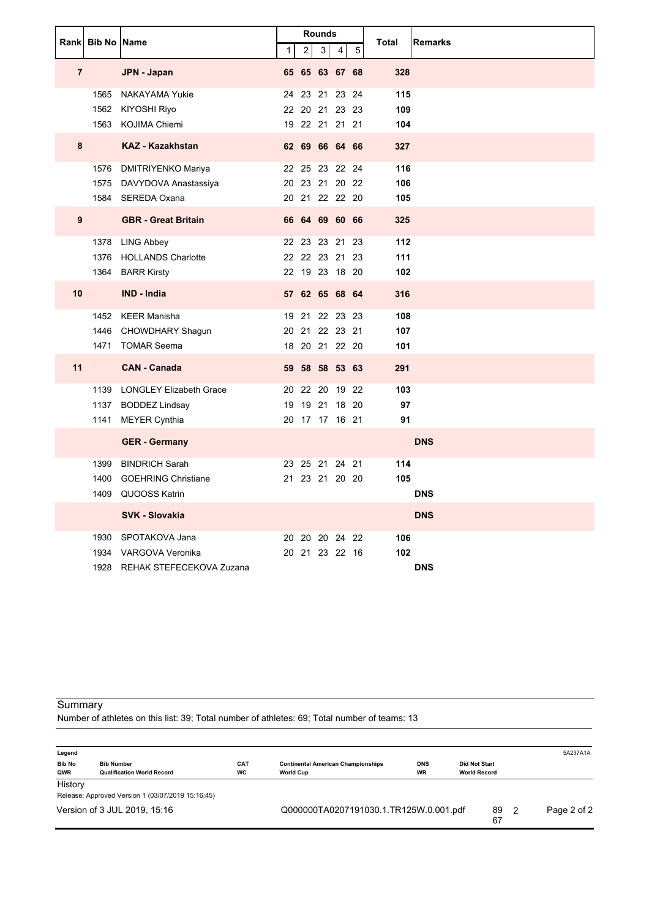| Rank | Bib No | Name | Rounds | | | | | Total | Remarks |
|---|---|---|---|---|---|---|---|---|---|
| | | | 1 | 2 | 3 | 4 | 5 | | |
| **7** | | **JPN - Japan** | **65** | **65** | **63** | **67** | **68** | **328** | |
| | 1565 | NAKAYAMA Yukie | 24 | 23 | 21 | 23 | 24 | **115** | |
| | 1562 | KIYOSHI Riyo | 22 | 20 | 21 | 23 | 23 | **109** | |
| | 1563 | KOJIMA Chiemi | 19 | 22 | 21 | 21 | 21 | **104** | |
| **8** | | **KAZ - Kazakhstan** | **62** | **69** | **66** | **64** | **66** | **327** | |
| | 1576 | DMITRIYENKO Mariya | 22 | 25 | 23 | 22 | 24 | **116** | |
| | 1575 | DAVYDOVA Anastassiya | 20 | 23 | 21 | 20 | 22 | **106** | |
| | 1584 | SEREDA Oxana | 20 | 21 | 22 | 22 | 20 | **105** | |
| **9** | | **GBR - Great Britain** | **66** | **64** | **69** | **60** | **66** | **325** | |
| | 1378 | LING Abbey | 22 | 23 | 23 | 21 | 23 | **112** | |
| | 1376 | HOLLANDS Charlotte | 22 | 22 | 23 | 21 | 23 | **111** | |
| | 1364 | BARR Kirsty | 22 | 19 | 23 | 18 | 20 | **102** | |
| **10** | | **IND - India** | **57** | **62** | **65** | **68** | **64** | **316** | |
| | 1452 | KEER Manisha | 19 | 21 | 22 | 23 | 23 | **108** | |
| | 1446 | CHOWDHARY Shagun | 20 | 21 | 22 | 23 | 21 | **107** | |
| | 1471 | TOMAR Seema | 18 | 20 | 21 | 22 | 20 | **101** | |
| **11** | | **CAN - Canada** | **59** | **58** | **58** | **53** | **63** | **291** | |
| | 1139 | LONGLEY Elizabeth Grace | 20 | 22 | 20 | 19 | 22 | **103** | |
| | 1137 | BODDEZ Lindsay | 19 | 19 | 21 | 18 | 20 | **97** | |
| | 1141 | MEYER Cynthia | 20 | 17 | 17 | 16 | 21 | **91** | |
| | | **GER - Germany** | | | | | | | **DNS** |
| | 1399 | BINDRICH Sarah | 23 | 25 | 21 | 24 | 21 | **114** | |
| | 1400 | GOEHRING Christiane | 21 | 23 | 21 | 20 | 20 | **105** | |
| | 1409 | QUOOSS Katrin | | | | | | | **DNS** |
| | | **SVK - Slovakia** | | | | | | | **DNS** |
| | 1930 | SPOTAKOVA Jana | 20 | 20 | 20 | 24 | 22 | **106** | |
| | 1934 | VARGOVA Veronika | 20 | 21 | 23 | 22 | 16 | **102** | |
| | 1928 | REHAK STEFECEKOVA Zuzana | | | | | | | **DNS** |

Summary

Number of athletes on this list: 39; Total number of athletes: 69; Total number of teams: 13

**Legend**

| | | | | | |
|---|---|---|---|---|---|
| **Bib No** | **Bib Number** | **CAT** | **Continental American Championships** | **DNS** | **Did Not Start** |
| **QWR** | **Qualification World Record** | **WC** | **World Cup** | **WR** | **World Record** |

History

Release: Approved Version 1 (03/07/2019 15:16:45)

Version of 3 JUL 2019, 15:16

Q000000TA0207191030.1.TR125W.0.001.pdf 89 67 2

5A237A1A